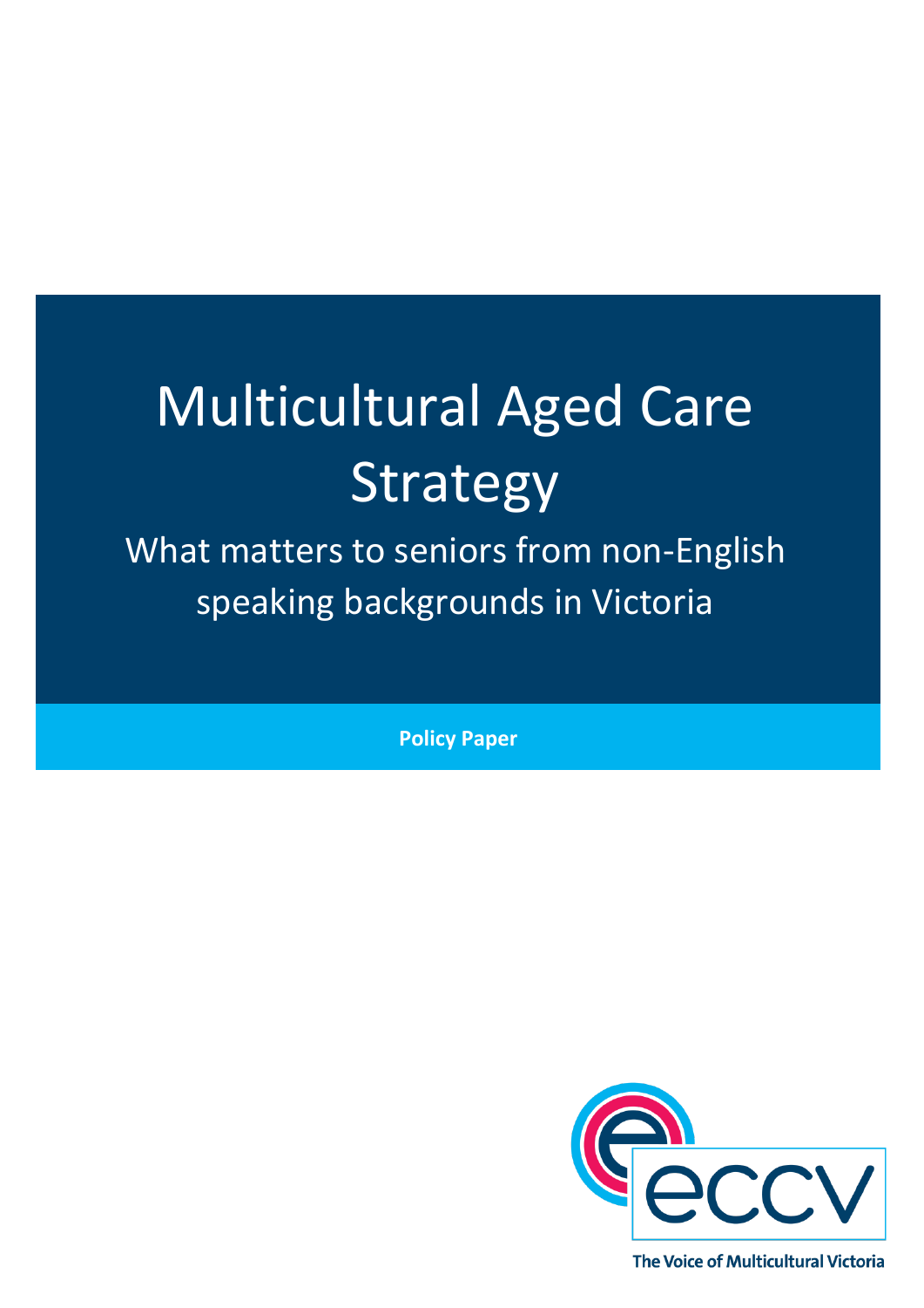# Multicultural Aged Care Strategy

## What matters to seniors from non-English speaking backgrounds in Victoria

**Policy Paper**

eccv

The Voice of Multicultural Victoria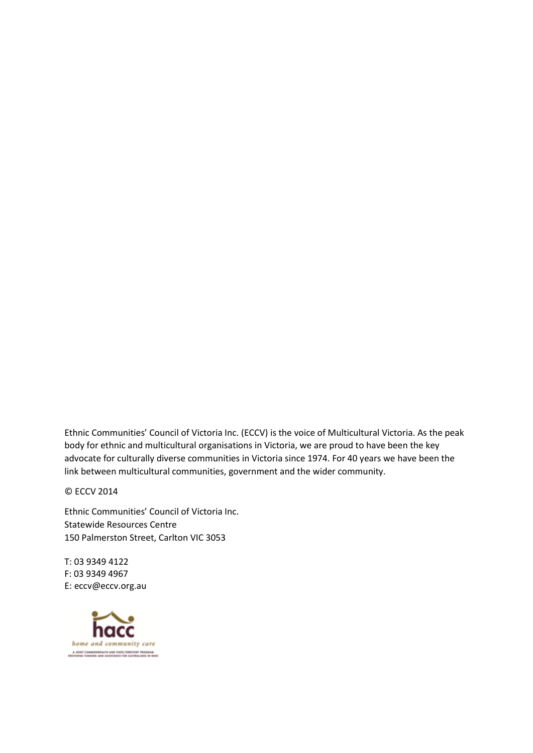Ethnic Communities' Council of Victoria Inc. (ECCV) is the voice of Multicultural Victoria. As the peak body for ethnic and multicultural organisations in Victoria, we are proud to have been the key advocate for culturally diverse communities in Victoria since 1974. For 40 years we have been the link between multicultural communities, government and the wider community.

© ECCV 2014

Ethnic Communities' Council of Victoria Inc.
Statewide Resources Centre
150 Palmerston Street, Carlton VIC 3053

T: 03 9349 4122
F: 03 9349 4967
E: eccv@eccv.org.au

hacc
home and community care
A JOINT COMMONWEALTH AND STATE/TERRITORY PROGRAM
PROVIDING FUNDING AND ASSISTANCE FOR AUSTRALIANS IN NEED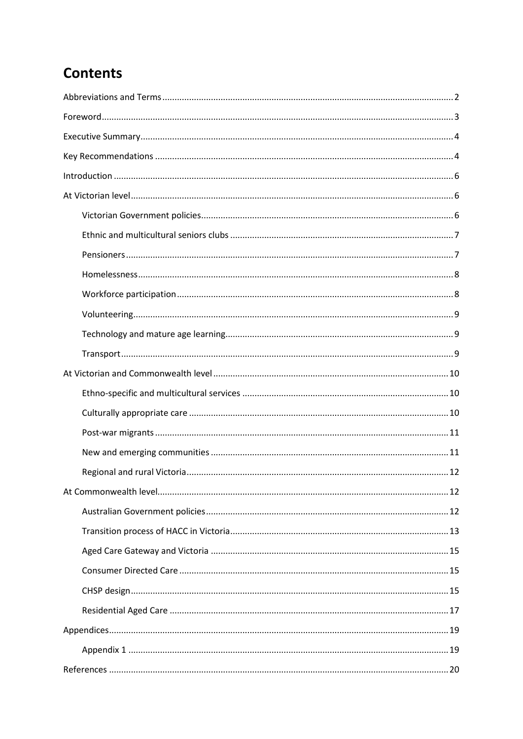# Contents

Abbreviations and Terms ..... 2

Foreword ..... 3

Executive Summary ..... 4

Key Recommendations ..... 4

Introduction ..... 6

At Victorian level ..... 6

- Victorian Government policies ..... 6
- Ethnic and multicultural seniors clubs ..... 7
- Pensioners ..... 7
- Homelessness ..... 8
- Workforce participation ..... 8
- Volunteering ..... 9
- Technology and mature age learning ..... 9
- Transport ..... 9

At Victorian and Commonwealth level ..... 10

- Ethno-specific and multicultural services ..... 10
- Culturally appropriate care ..... 10
- Post-war migrants ..... 11
- New and emerging communities ..... 11
- Regional and rural Victoria ..... 12

At Commonwealth level ..... 12

- Australian Government policies ..... 12
- Transition process of HACC in Victoria ..... 13
- Aged Care Gateway and Victoria ..... 15
- Consumer Directed Care ..... 15
- CHSP design ..... 15
- Residential Aged Care ..... 17

Appendices ..... 19

- Appendix 1 ..... 19

References ..... 20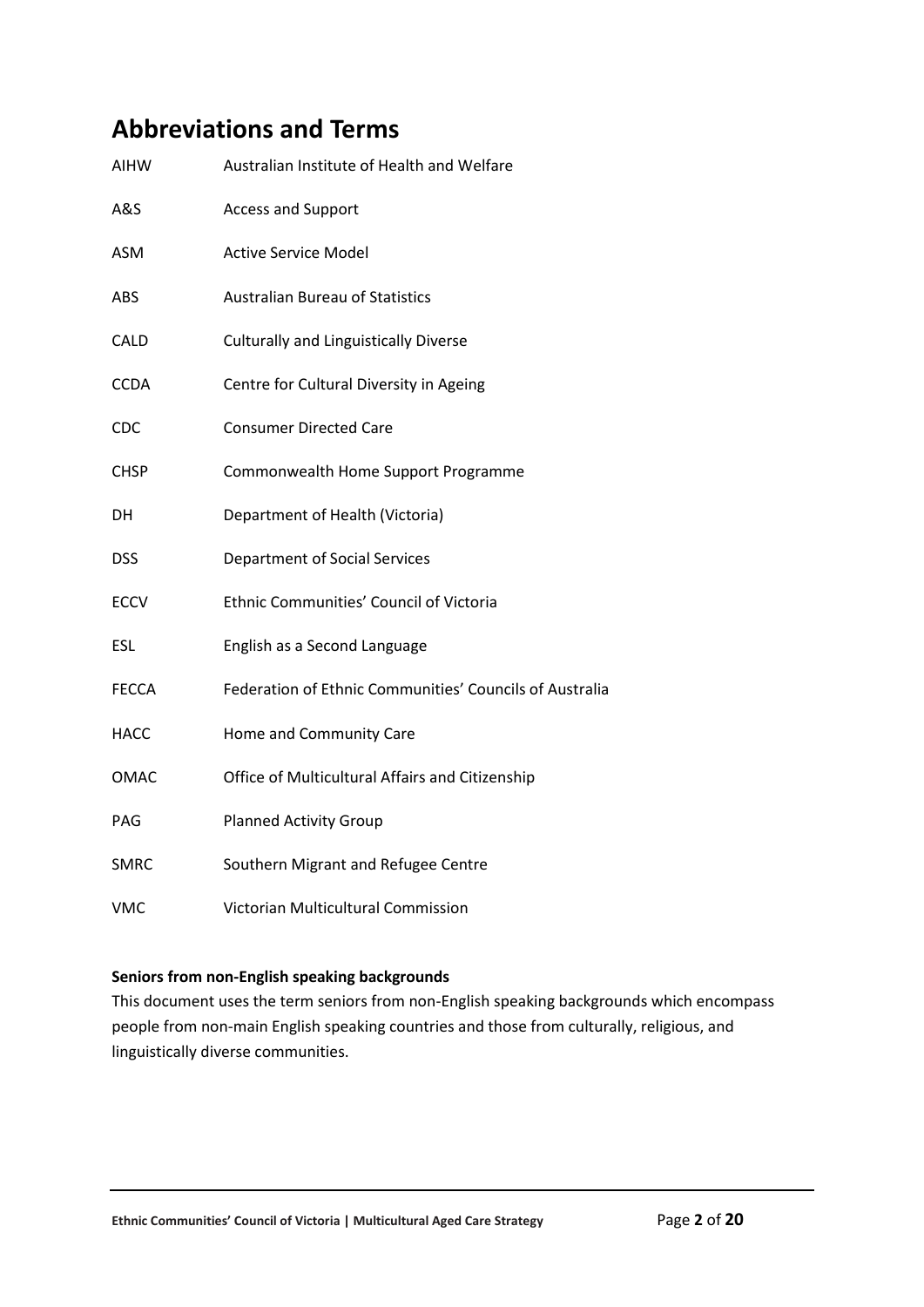# Abbreviations and Terms

| | |
|---|---|
| AIHW | Australian Institute of Health and Welfare |
| A&S | Access and Support |
| ASM | Active Service Model |
| ABS | Australian Bureau of Statistics |
| CALD | Culturally and Linguistically Diverse |
| CCDA | Centre for Cultural Diversity in Ageing |
| CDC | Consumer Directed Care |
| CHSP | Commonwealth Home Support Programme |
| DH | Department of Health (Victoria) |
| DSS | Department of Social Services |
| ECCV | Ethnic Communities' Council of Victoria |
| ESL | English as a Second Language |
| FECCA | Federation of Ethnic Communities' Councils of Australia |
| HACC | Home and Community Care |
| OMAC | Office of Multicultural Affairs and Citizenship |
| PAG | Planned Activity Group |
| SMRC | Southern Migrant and Refugee Centre |
| VMC | Victorian Multicultural Commission |

**Seniors from non-English speaking backgrounds**

This document uses the term seniors from non-English speaking backgrounds which encompass people from non-main English speaking countries and those from culturally, religious, and linguistically diverse communities.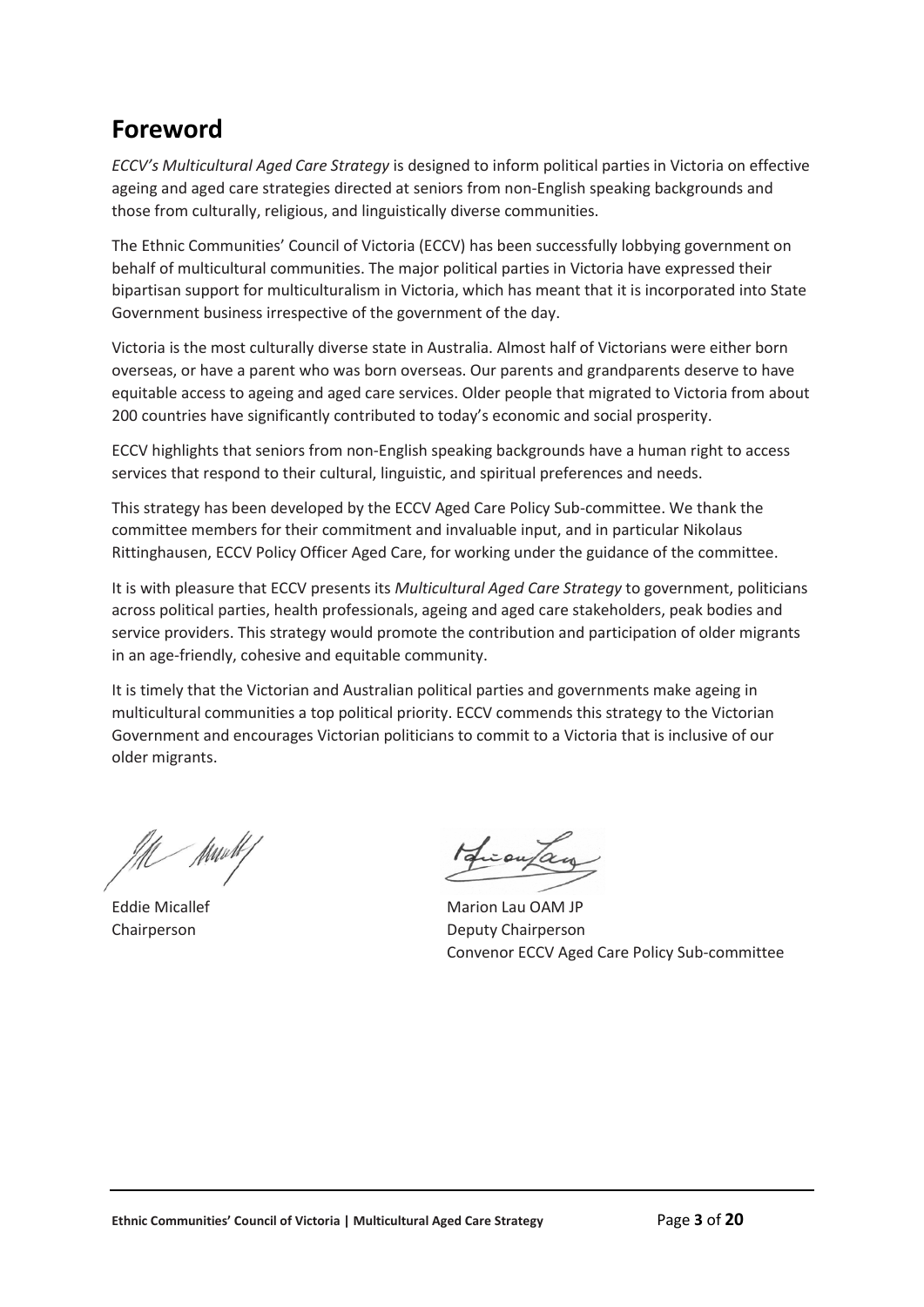## Foreword

*ECCV's Multicultural Aged Care Strategy* is designed to inform political parties in Victoria on effective ageing and aged care strategies directed at seniors from non-English speaking backgrounds and those from culturally, religious, and linguistically diverse communities.

The Ethnic Communities' Council of Victoria (ECCV) has been successfully lobbying government on behalf of multicultural communities. The major political parties in Victoria have expressed their bipartisan support for multiculturalism in Victoria, which has meant that it is incorporated into State Government business irrespective of the government of the day.

Victoria is the most culturally diverse state in Australia. Almost half of Victorians were either born overseas, or have a parent who was born overseas. Our parents and grandparents deserve to have equitable access to ageing and aged care services. Older people that migrated to Victoria from about 200 countries have significantly contributed to today's economic and social prosperity.

ECCV highlights that seniors from non-English speaking backgrounds have a human right to access services that respond to their cultural, linguistic, and spiritual preferences and needs.

This strategy has been developed by the ECCV Aged Care Policy Sub-committee. We thank the committee members for their commitment and invaluable input, and in particular Nikolaus Rittinghausen, ECCV Policy Officer Aged Care, for working under the guidance of the committee.

It is with pleasure that ECCV presents its *Multicultural Aged Care Strategy* to government, politicians across political parties, health professionals, ageing and aged care stakeholders, peak bodies and service providers. This strategy would promote the contribution and participation of older migrants in an age-friendly, cohesive and equitable community.

It is timely that the Victorian and Australian political parties and governments make ageing in multicultural communities a top political priority. ECCV commends this strategy to the Victorian Government and encourages Victorian politicians to commit to a Victoria that is inclusive of our older migrants.

Eddie Micallef
Chairperson

Marion Lau OAM JP
Deputy Chairperson
Convenor ECCV Aged Care Policy Sub-committee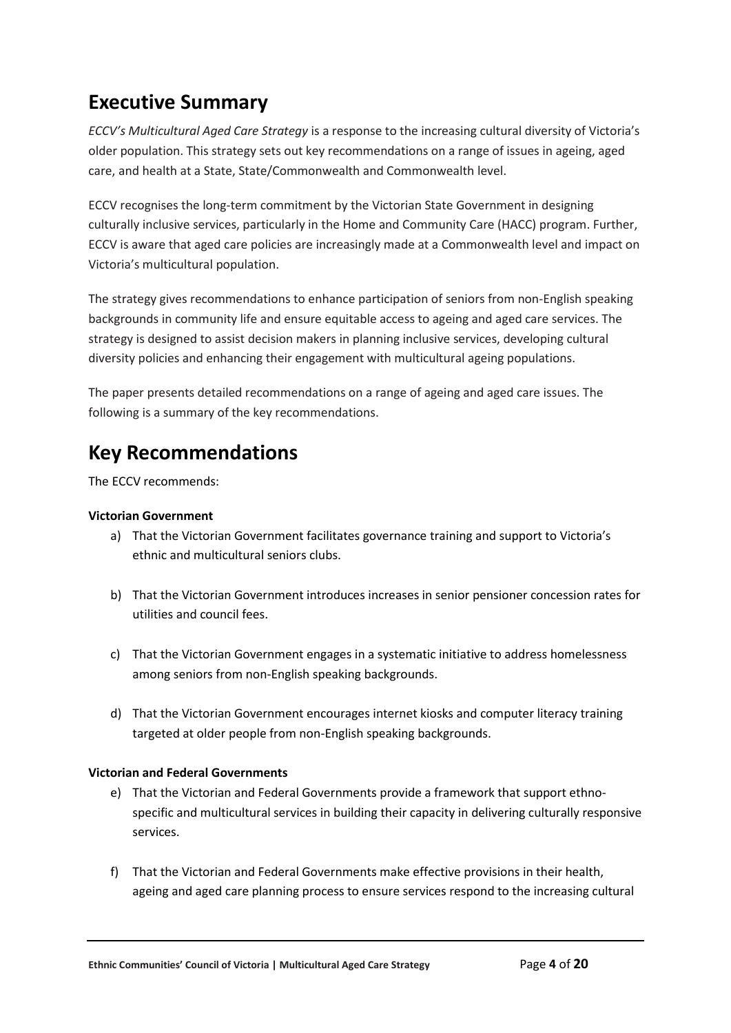## Executive Summary

*ECCV's Multicultural Aged Care Strategy* is a response to the increasing cultural diversity of Victoria's older population. This strategy sets out key recommendations on a range of issues in ageing, aged care, and health at a State, State/Commonwealth and Commonwealth level.

ECCV recognises the long-term commitment by the Victorian State Government in designing culturally inclusive services, particularly in the Home and Community Care (HACC) program. Further, ECCV is aware that aged care policies are increasingly made at a Commonwealth level and impact on Victoria's multicultural population.

The strategy gives recommendations to enhance participation of seniors from non-English speaking backgrounds in community life and ensure equitable access to ageing and aged care services. The strategy is designed to assist decision makers in planning inclusive services, developing cultural diversity policies and enhancing their engagement with multicultural ageing populations.

The paper presents detailed recommendations on a range of ageing and aged care issues. The following is a summary of the key recommendations.

## Key Recommendations

The ECCV recommends:

**Victorian Government**

a) That the Victorian Government facilitates governance training and support to Victoria's ethnic and multicultural seniors clubs.

b) That the Victorian Government introduces increases in senior pensioner concession rates for utilities and council fees.

c) That the Victorian Government engages in a systematic initiative to address homelessness among seniors from non-English speaking backgrounds.

d) That the Victorian Government encourages internet kiosks and computer literacy training targeted at older people from non-English speaking backgrounds.

**Victorian and Federal Governments**

e) That the Victorian and Federal Governments provide a framework that support ethno-specific and multicultural services in building their capacity in delivering culturally responsive services.

f) That the Victorian and Federal Governments make effective provisions in their health, ageing and aged care planning process to ensure services respond to the increasing cultural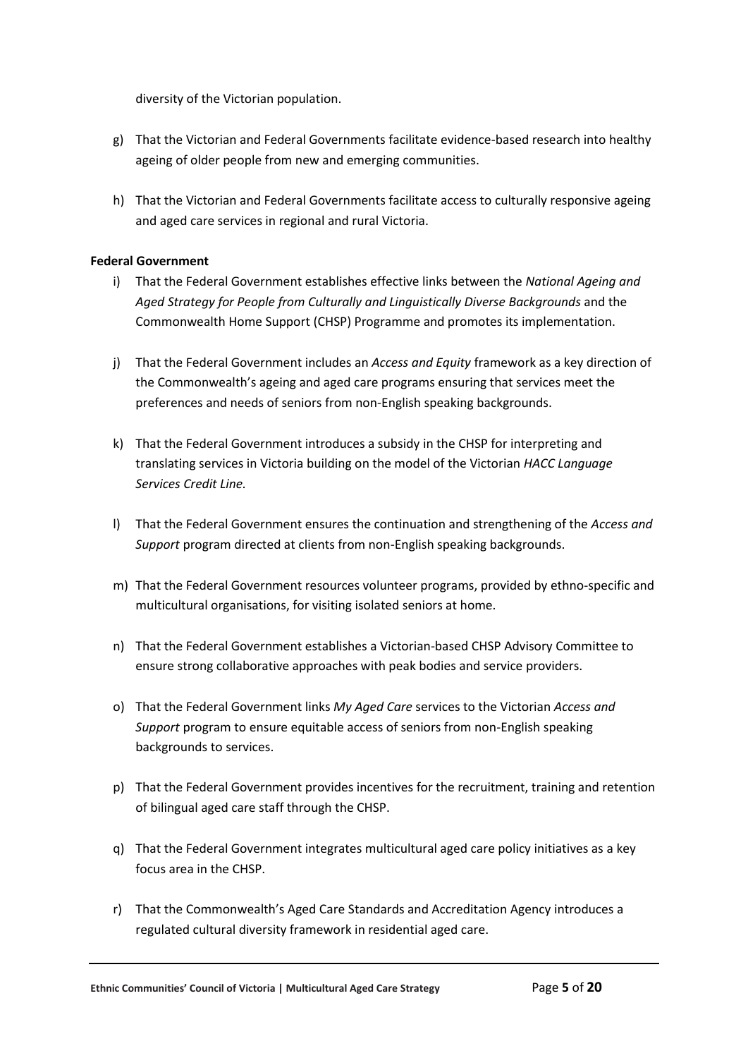diversity of the Victorian population.

g) That the Victorian and Federal Governments facilitate evidence-based research into healthy ageing of older people from new and emerging communities.

h) That the Victorian and Federal Governments facilitate access to culturally responsive ageing and aged care services in regional and rural Victoria.

**Federal Government**

i) That the Federal Government establishes effective links between the *National Ageing and Aged Strategy for People from Culturally and Linguistically Diverse Backgrounds* and the Commonwealth Home Support (CHSP) Programme and promotes its implementation.

j) That the Federal Government includes an *Access and Equity* framework as a key direction of the Commonwealth's ageing and aged care programs ensuring that services meet the preferences and needs of seniors from non-English speaking backgrounds.

k) That the Federal Government introduces a subsidy in the CHSP for interpreting and translating services in Victoria building on the model of the Victorian *HACC Language Services Credit Line.*

l) That the Federal Government ensures the continuation and strengthening of the *Access and Support* program directed at clients from non-English speaking backgrounds.

m) That the Federal Government resources volunteer programs, provided by ethno-specific and multicultural organisations, for visiting isolated seniors at home.

n) That the Federal Government establishes a Victorian-based CHSP Advisory Committee to ensure strong collaborative approaches with peak bodies and service providers.

o) That the Federal Government links *My Aged Care* services to the Victorian *Access and Support* program to ensure equitable access of seniors from non-English speaking backgrounds to services.

p) That the Federal Government provides incentives for the recruitment, training and retention of bilingual aged care staff through the CHSP.

q) That the Federal Government integrates multicultural aged care policy initiatives as a key focus area in the CHSP.

r) That the Commonwealth's Aged Care Standards and Accreditation Agency introduces a regulated cultural diversity framework in residential aged care.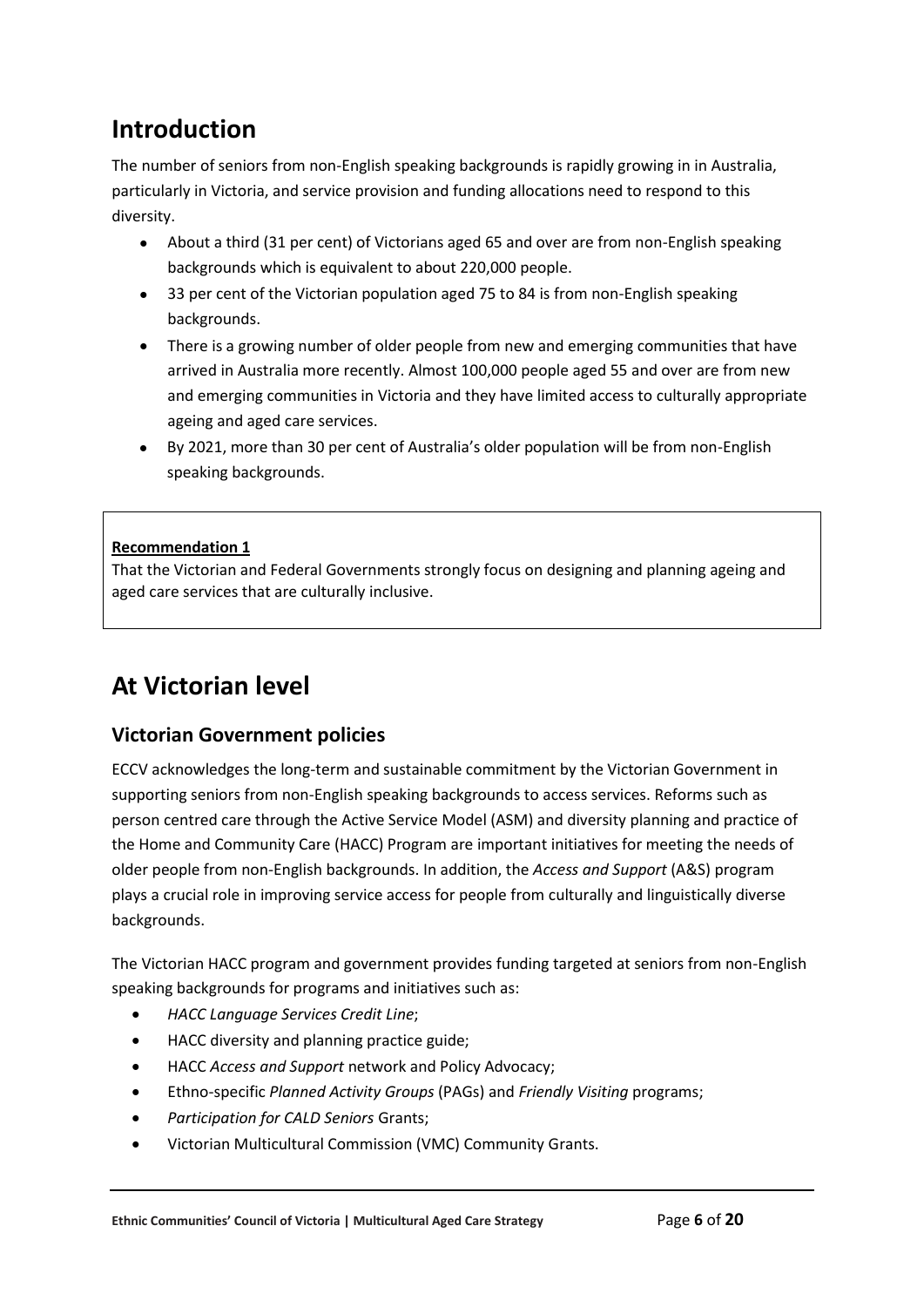# Introduction

The number of seniors from non-English speaking backgrounds is rapidly growing in in Australia, particularly in Victoria, and service provision and funding allocations need to respond to this diversity.

- About a third (31 per cent) of Victorians aged 65 and over are from non-English speaking backgrounds which is equivalent to about 220,000 people.
- 33 per cent of the Victorian population aged 75 to 84 is from non-English speaking backgrounds.
- There is a growing number of older people from new and emerging communities that have arrived in Australia more recently. Almost 100,000 people aged 55 and over are from new and emerging communities in Victoria and they have limited access to culturally appropriate ageing and aged care services.
- By 2021, more than 30 per cent of Australia's older population will be from non-English speaking backgrounds.

**Recommendation 1**

That the Victorian and Federal Governments strongly focus on designing and planning ageing and aged care services that are culturally inclusive.

# At Victorian level

## Victorian Government policies

ECCV acknowledges the long-term and sustainable commitment by the Victorian Government in supporting seniors from non-English speaking backgrounds to access services. Reforms such as person centred care through the Active Service Model (ASM) and diversity planning and practice of the Home and Community Care (HACC) Program are important initiatives for meeting the needs of older people from non-English backgrounds. In addition, the *Access and Support* (A&S) program plays a crucial role in improving service access for people from culturally and linguistically diverse backgrounds.

The Victorian HACC program and government provides funding targeted at seniors from non-English speaking backgrounds for programs and initiatives such as:

- *HACC Language Services Credit Line*;
- HACC diversity and planning practice guide;
- HACC *Access and Support* network and Policy Advocacy;
- Ethno-specific *Planned Activity Groups* (PAGs) and *Friendly Visiting* programs;
- *Participation for CALD Seniors* Grants;
- Victorian Multicultural Commission (VMC) Community Grants.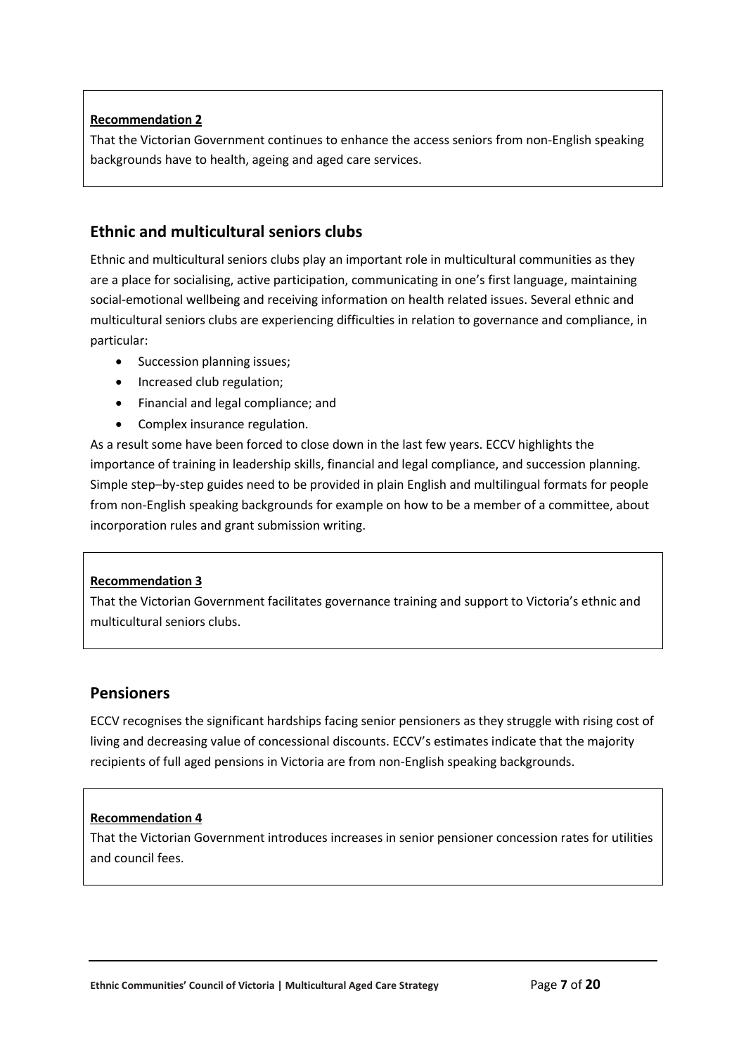**Recommendation 2**

That the Victorian Government continues to enhance the access seniors from non-English speaking backgrounds have to health, ageing and aged care services.

## Ethnic and multicultural seniors clubs

Ethnic and multicultural seniors clubs play an important role in multicultural communities as they are a place for socialising, active participation, communicating in one's first language, maintaining social-emotional wellbeing and receiving information on health related issues. Several ethnic and multicultural seniors clubs are experiencing difficulties in relation to governance and compliance, in particular:

- Succession planning issues;
- Increased club regulation;
- Financial and legal compliance; and
- Complex insurance regulation.

As a result some have been forced to close down in the last few years. ECCV highlights the importance of training in leadership skills, financial and legal compliance, and succession planning. Simple step–by-step guides need to be provided in plain English and multilingual formats for people from non-English speaking backgrounds for example on how to be a member of a committee, about incorporation rules and grant submission writing.

**Recommendation 3**

That the Victorian Government facilitates governance training and support to Victoria's ethnic and multicultural seniors clubs.

## Pensioners

ECCV recognises the significant hardships facing senior pensioners as they struggle with rising cost of living and decreasing value of concessional discounts. ECCV's estimates indicate that the majority recipients of full aged pensions in Victoria are from non-English speaking backgrounds.

**Recommendation 4**

That the Victorian Government introduces increases in senior pensioner concession rates for utilities and council fees.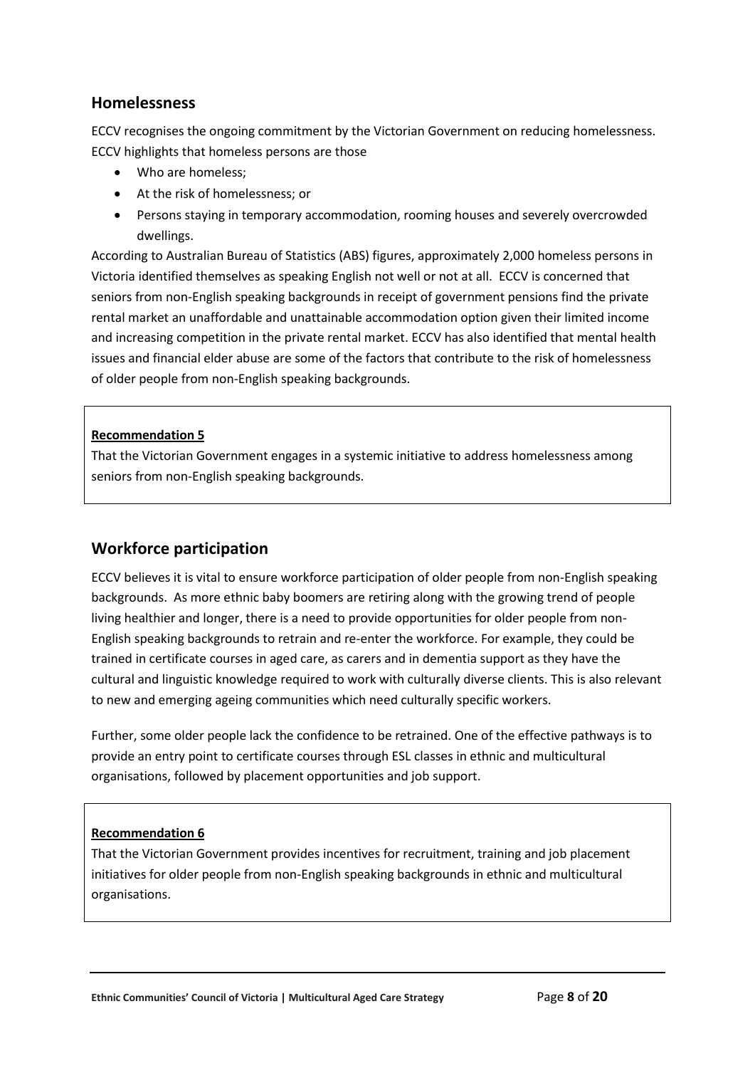## Homelessness

ECCV recognises the ongoing commitment by the Victorian Government on reducing homelessness. ECCV highlights that homeless persons are those

- Who are homeless;
- At the risk of homelessness; or
- Persons staying in temporary accommodation, rooming houses and severely overcrowded dwellings.

According to Australian Bureau of Statistics (ABS) figures, approximately 2,000 homeless persons in Victoria identified themselves as speaking English not well or not at all. ECCV is concerned that seniors from non-English speaking backgrounds in receipt of government pensions find the private rental market an unaffordable and unattainable accommodation option given their limited income and increasing competition in the private rental market. ECCV has also identified that mental health issues and financial elder abuse are some of the factors that contribute to the risk of homelessness of older people from non-English speaking backgrounds.

> **Recommendation 5**
>
> That the Victorian Government engages in a systemic initiative to address homelessness among seniors from non-English speaking backgrounds.

## Workforce participation

ECCV believes it is vital to ensure workforce participation of older people from non-English speaking backgrounds. As more ethnic baby boomers are retiring along with the growing trend of people living healthier and longer, there is a need to provide opportunities for older people from non-English speaking backgrounds to retrain and re-enter the workforce. For example, they could be trained in certificate courses in aged care, as carers and in dementia support as they have the cultural and linguistic knowledge required to work with culturally diverse clients. This is also relevant to new and emerging ageing communities which need culturally specific workers.

Further, some older people lack the confidence to be retrained. One of the effective pathways is to provide an entry point to certificate courses through ESL classes in ethnic and multicultural organisations, followed by placement opportunities and job support.

> **Recommendation 6**
>
> That the Victorian Government provides incentives for recruitment, training and job placement initiatives for older people from non-English speaking backgrounds in ethnic and multicultural organisations.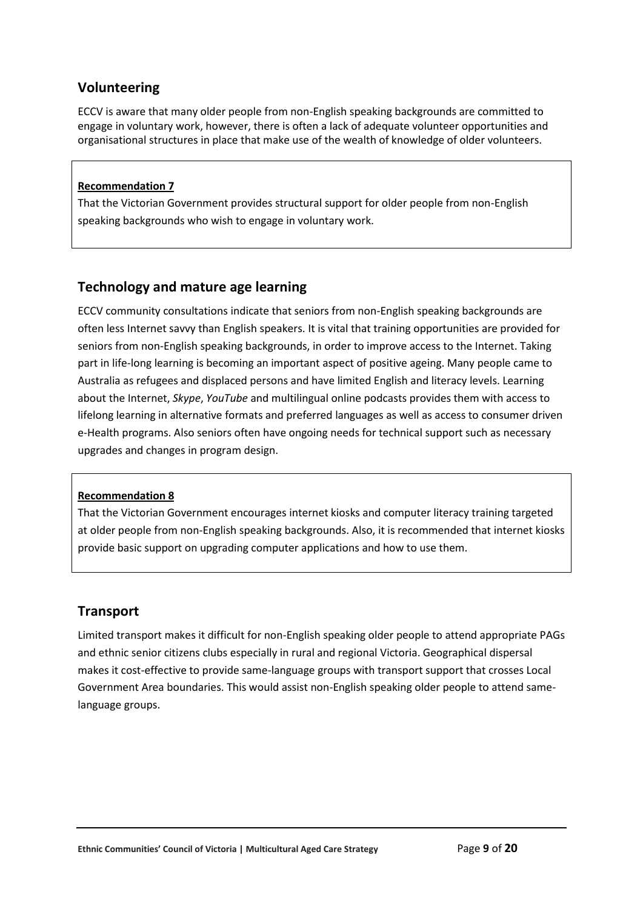## Volunteering

ECCV is aware that many older people from non-English speaking backgrounds are committed to engage in voluntary work, however, there is often a lack of adequate volunteer opportunities and organisational structures in place that make use of the wealth of knowledge of older volunteers.

**Recommendation 7**

That the Victorian Government provides structural support for older people from non-English speaking backgrounds who wish to engage in voluntary work.

## Technology and mature age learning

ECCV community consultations indicate that seniors from non-English speaking backgrounds are often less Internet savvy than English speakers. It is vital that training opportunities are provided for seniors from non-English speaking backgrounds, in order to improve access to the Internet. Taking part in life-long learning is becoming an important aspect of positive ageing. Many people came to Australia as refugees and displaced persons and have limited English and literacy levels. Learning about the Internet, *Skype*, *YouTube* and multilingual online podcasts provides them with access to lifelong learning in alternative formats and preferred languages as well as access to consumer driven e-Health programs. Also seniors often have ongoing needs for technical support such as necessary upgrades and changes in program design.

**Recommendation 8**

That the Victorian Government encourages internet kiosks and computer literacy training targeted at older people from non-English speaking backgrounds. Also, it is recommended that internet kiosks provide basic support on upgrading computer applications and how to use them.

## Transport

Limited transport makes it difficult for non-English speaking older people to attend appropriate PAGs and ethnic senior citizens clubs especially in rural and regional Victoria. Geographical dispersal makes it cost-effective to provide same-language groups with transport support that crosses Local Government Area boundaries. This would assist non-English speaking older people to attend same-language groups.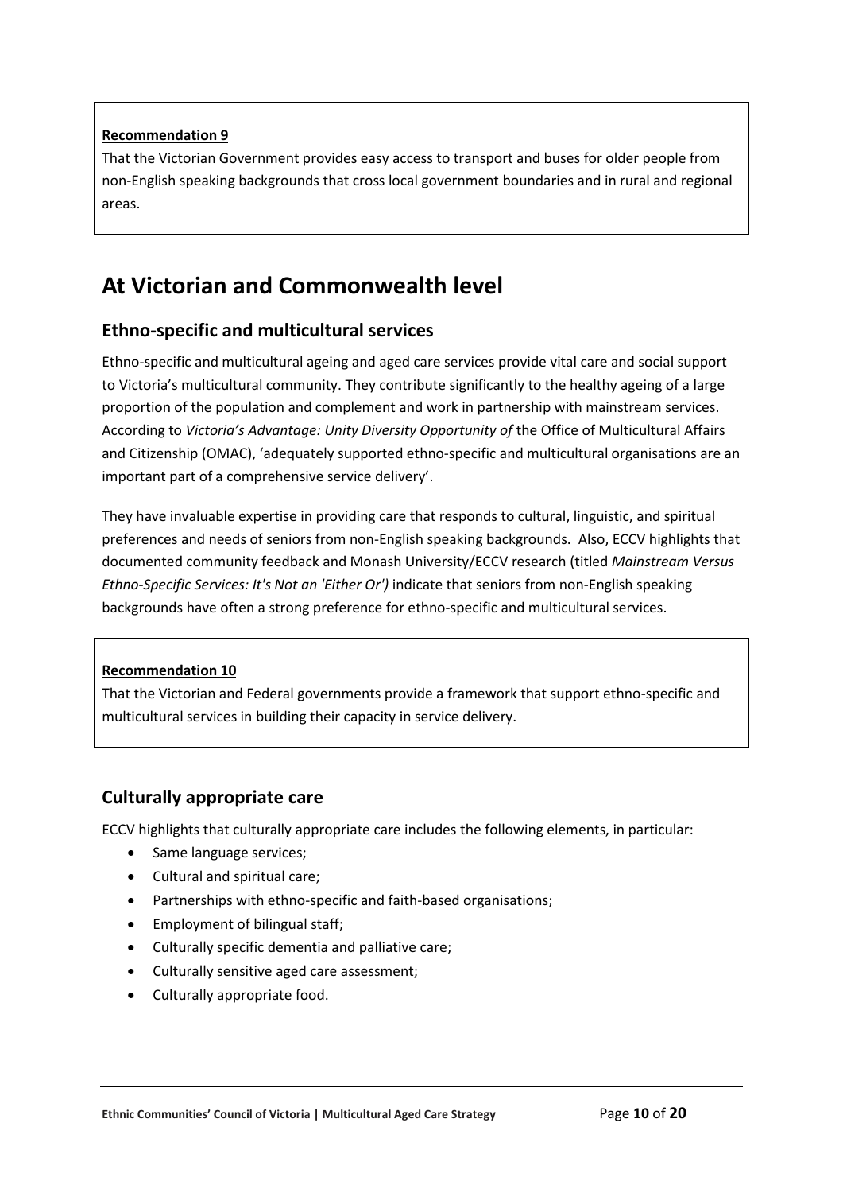**Recommendation 9**

That the Victorian Government provides easy access to transport and buses for older people from non-English speaking backgrounds that cross local government boundaries and in rural and regional areas.

# At Victorian and Commonwealth level

## Ethno-specific and multicultural services

Ethno-specific and multicultural ageing and aged care services provide vital care and social support to Victoria's multicultural community. They contribute significantly to the healthy ageing of a large proportion of the population and complement and work in partnership with mainstream services. According to *Victoria's Advantage: Unity Diversity Opportunity of* the Office of Multicultural Affairs and Citizenship (OMAC), 'adequately supported ethno-specific and multicultural organisations are an important part of a comprehensive service delivery'.

They have invaluable expertise in providing care that responds to cultural, linguistic, and spiritual preferences and needs of seniors from non-English speaking backgrounds. Also, ECCV highlights that documented community feedback and Monash University/ECCV research (titled *Mainstream Versus Ethno-Specific Services: It's Not an 'Either Or')* indicate that seniors from non-English speaking backgrounds have often a strong preference for ethno-specific and multicultural services.

**Recommendation 10**

That the Victorian and Federal governments provide a framework that support ethno-specific and multicultural services in building their capacity in service delivery.

## Culturally appropriate care

ECCV highlights that culturally appropriate care includes the following elements, in particular:

- Same language services;
- Cultural and spiritual care;
- Partnerships with ethno-specific and faith-based organisations;
- Employment of bilingual staff;
- Culturally specific dementia and palliative care;
- Culturally sensitive aged care assessment;
- Culturally appropriate food.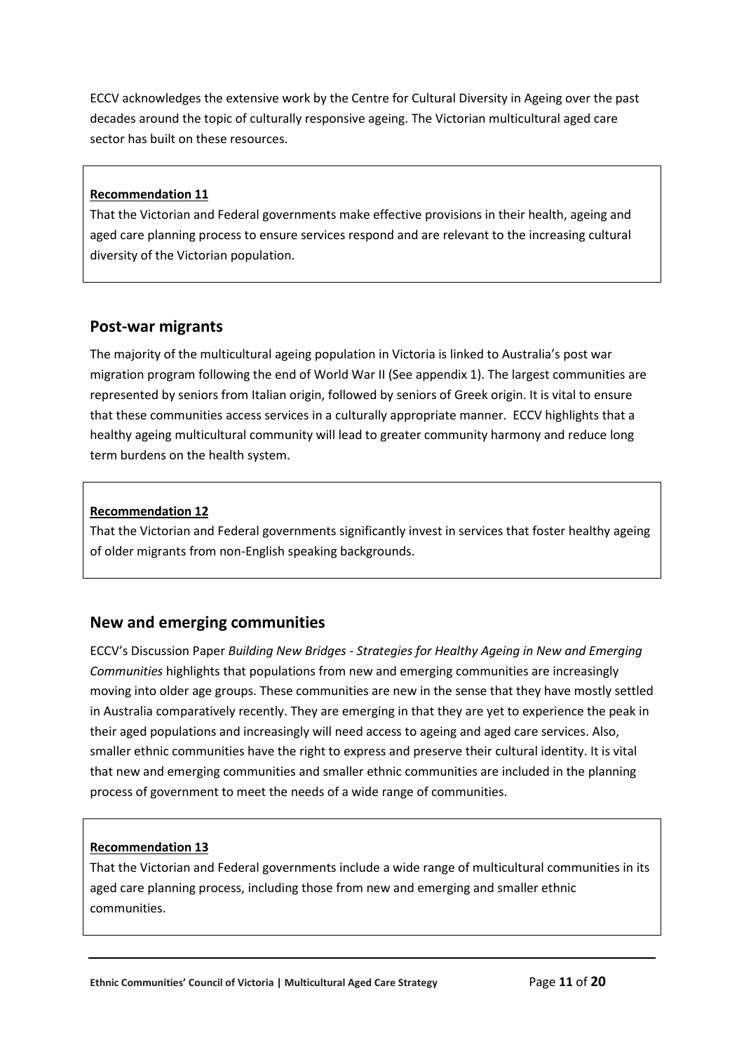ECCV acknowledges the extensive work by the Centre for Cultural Diversity in Ageing over the past decades around the topic of culturally responsive ageing. The Victorian multicultural aged care sector has built on these resources.

**Recommendation 11**

That the Victorian and Federal governments make effective provisions in their health, ageing and aged care planning process to ensure services respond and are relevant to the increasing cultural diversity of the Victorian population.

## Post-war migrants

The majority of the multicultural ageing population in Victoria is linked to Australia's post war migration program following the end of World War II (See appendix 1). The largest communities are represented by seniors from Italian origin, followed by seniors of Greek origin. It is vital to ensure that these communities access services in a culturally appropriate manner. ECCV highlights that a healthy ageing multicultural community will lead to greater community harmony and reduce long term burdens on the health system.

**Recommendation 12**

That the Victorian and Federal governments significantly invest in services that foster healthy ageing of older migrants from non-English speaking backgrounds.

## New and emerging communities

ECCV's Discussion Paper *Building New Bridges - Strategies for Healthy Ageing in New and Emerging Communities* highlights that populations from new and emerging communities are increasingly moving into older age groups. These communities are new in the sense that they have mostly settled in Australia comparatively recently. They are emerging in that they are yet to experience the peak in their aged populations and increasingly will need access to ageing and aged care services. Also, smaller ethnic communities have the right to express and preserve their cultural identity. It is vital that new and emerging communities and smaller ethnic communities are included in the planning process of government to meet the needs of a wide range of communities.

**Recommendation 13**

That the Victorian and Federal governments include a wide range of multicultural communities in its aged care planning process, including those from new and emerging and smaller ethnic communities.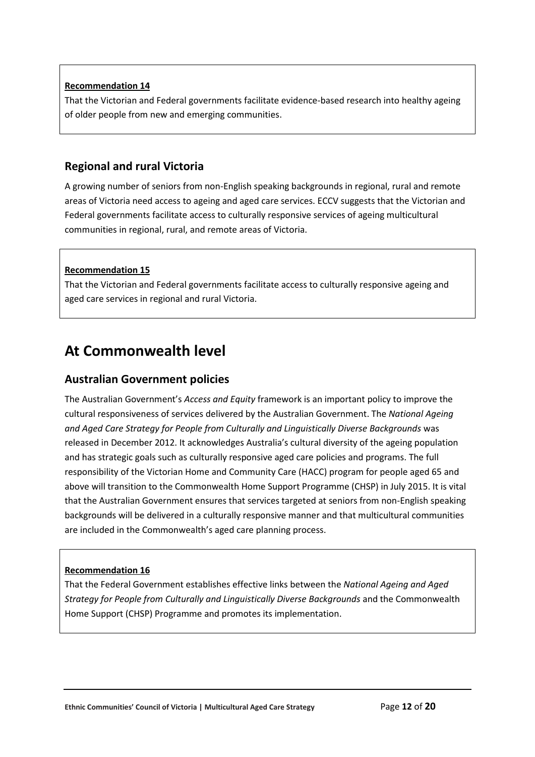**Recommendation 14**

That the Victorian and Federal governments facilitate evidence-based research into healthy ageing of older people from new and emerging communities.

## Regional and rural Victoria

A growing number of seniors from non-English speaking backgrounds in regional, rural and remote areas of Victoria need access to ageing and aged care services. ECCV suggests that the Victorian and Federal governments facilitate access to culturally responsive services of ageing multicultural communities in regional, rural, and remote areas of Victoria.

**Recommendation 15**

That the Victorian and Federal governments facilitate access to culturally responsive ageing and aged care services in regional and rural Victoria.

# At Commonwealth level

## Australian Government policies

The Australian Government's *Access and Equity* framework is an important policy to improve the cultural responsiveness of services delivered by the Australian Government. The *National Ageing and Aged Care Strategy for People from Culturally and Linguistically Diverse Backgrounds* was released in December 2012. It acknowledges Australia's cultural diversity of the ageing population and has strategic goals such as culturally responsive aged care policies and programs. The full responsibility of the Victorian Home and Community Care (HACC) program for people aged 65 and above will transition to the Commonwealth Home Support Programme (CHSP) in July 2015. It is vital that the Australian Government ensures that services targeted at seniors from non-English speaking backgrounds will be delivered in a culturally responsive manner and that multicultural communities are included in the Commonwealth's aged care planning process.

**Recommendation 16**

That the Federal Government establishes effective links between the *National Ageing and Aged Strategy for People from Culturally and Linguistically Diverse Backgrounds* and the Commonwealth Home Support (CHSP) Programme and promotes its implementation.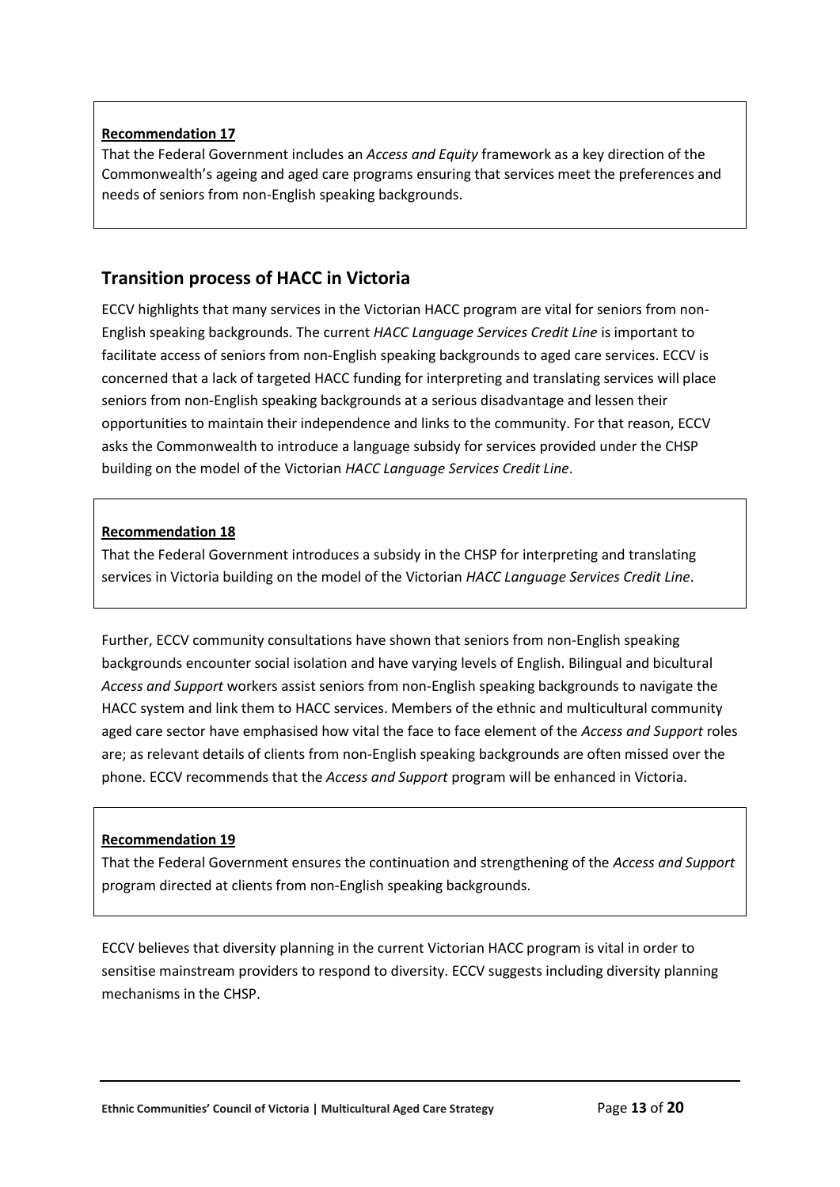**Recommendation 17**

That the Federal Government includes an *Access and Equity* framework as a key direction of the Commonwealth's ageing and aged care programs ensuring that services meet the preferences and needs of seniors from non-English speaking backgrounds.

## Transition process of HACC in Victoria

ECCV highlights that many services in the Victorian HACC program are vital for seniors from non-English speaking backgrounds. The current *HACC Language Services Credit Line* is important to facilitate access of seniors from non-English speaking backgrounds to aged care services. ECCV is concerned that a lack of targeted HACC funding for interpreting and translating services will place seniors from non-English speaking backgrounds at a serious disadvantage and lessen their opportunities to maintain their independence and links to the community. For that reason, ECCV asks the Commonwealth to introduce a language subsidy for services provided under the CHSP building on the model of the Victorian *HACC Language Services Credit Line*.

**Recommendation 18**

That the Federal Government introduces a subsidy in the CHSP for interpreting and translating services in Victoria building on the model of the Victorian *HACC Language Services Credit Line*.

Further, ECCV community consultations have shown that seniors from non-English speaking backgrounds encounter social isolation and have varying levels of English. Bilingual and bicultural *Access and Support* workers assist seniors from non-English speaking backgrounds to navigate the HACC system and link them to HACC services. Members of the ethnic and multicultural community aged care sector have emphasised how vital the face to face element of the *Access and Support* roles are; as relevant details of clients from non-English speaking backgrounds are often missed over the phone. ECCV recommends that the *Access and Support* program will be enhanced in Victoria.

**Recommendation 19**

That the Federal Government ensures the continuation and strengthening of the *Access and Support* program directed at clients from non-English speaking backgrounds.

ECCV believes that diversity planning in the current Victorian HACC program is vital in order to sensitise mainstream providers to respond to diversity. ECCV suggests including diversity planning mechanisms in the CHSP.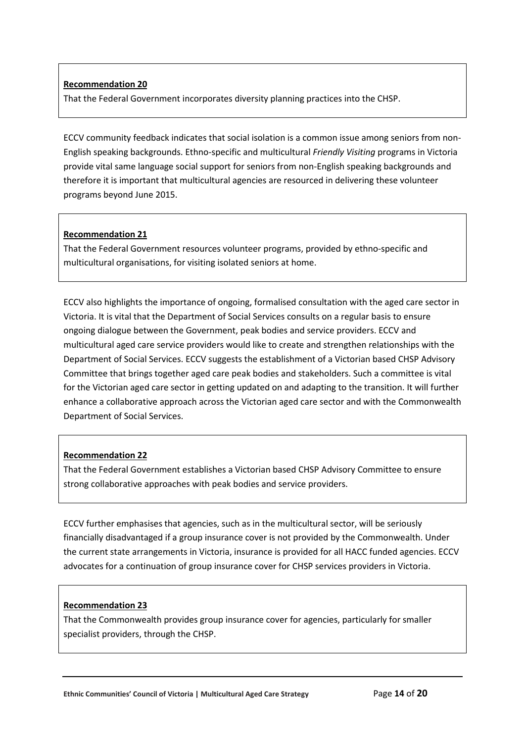**Recommendation 20**

That the Federal Government incorporates diversity planning practices into the CHSP.

ECCV community feedback indicates that social isolation is a common issue among seniors from non-English speaking backgrounds. Ethno-specific and multicultural *Friendly Visiting* programs in Victoria provide vital same language social support for seniors from non-English speaking backgrounds and therefore it is important that multicultural agencies are resourced in delivering these volunteer programs beyond June 2015.

**Recommendation 21**

That the Federal Government resources volunteer programs, provided by ethno-specific and multicultural organisations, for visiting isolated seniors at home.

ECCV also highlights the importance of ongoing, formalised consultation with the aged care sector in Victoria. It is vital that the Department of Social Services consults on a regular basis to ensure ongoing dialogue between the Government, peak bodies and service providers. ECCV and multicultural aged care service providers would like to create and strengthen relationships with the Department of Social Services. ECCV suggests the establishment of a Victorian based CHSP Advisory Committee that brings together aged care peak bodies and stakeholders. Such a committee is vital for the Victorian aged care sector in getting updated on and adapting to the transition. It will further enhance a collaborative approach across the Victorian aged care sector and with the Commonwealth Department of Social Services.

**Recommendation 22**

That the Federal Government establishes a Victorian based CHSP Advisory Committee to ensure strong collaborative approaches with peak bodies and service providers.

ECCV further emphasises that agencies, such as in the multicultural sector, will be seriously financially disadvantaged if a group insurance cover is not provided by the Commonwealth. Under the current state arrangements in Victoria, insurance is provided for all HACC funded agencies. ECCV advocates for a continuation of group insurance cover for CHSP services providers in Victoria.

**Recommendation 23**

That the Commonwealth provides group insurance cover for agencies, particularly for smaller specialist providers, through the CHSP.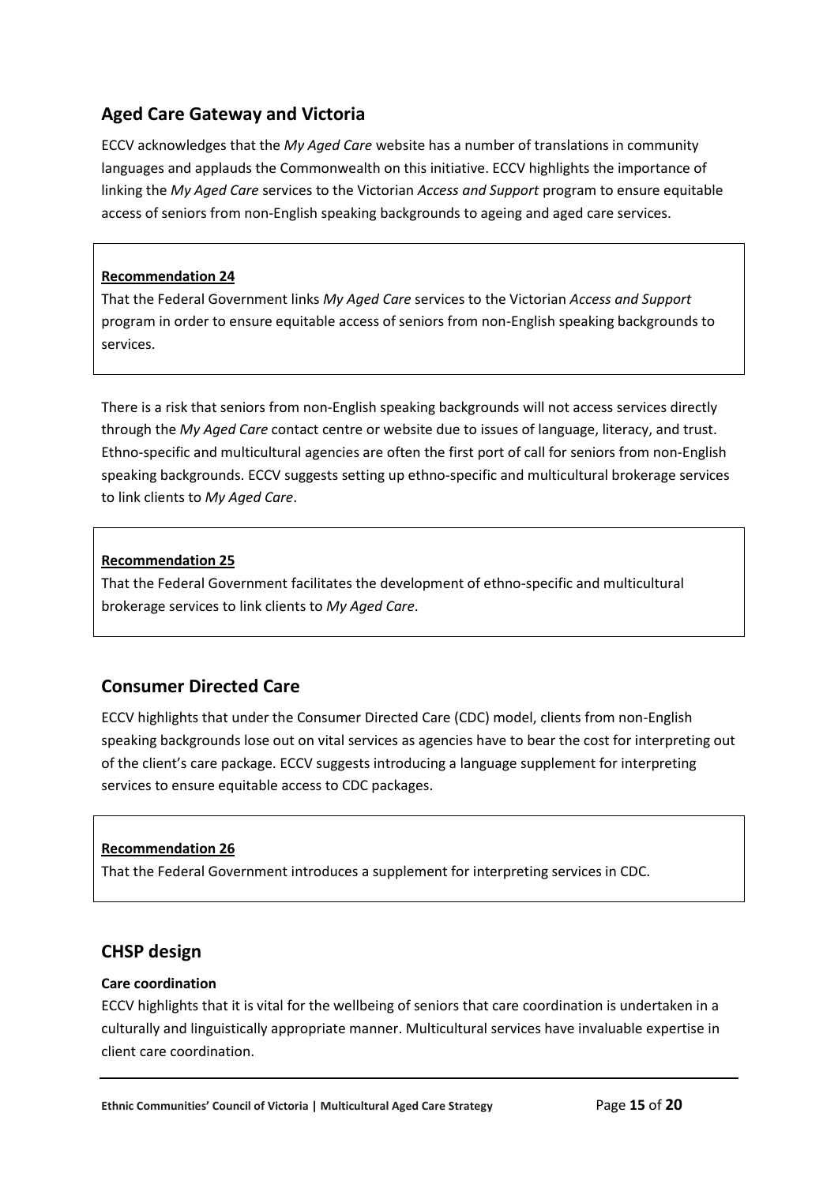## Aged Care Gateway and Victoria

ECCV acknowledges that the *My Aged Care* website has a number of translations in community languages and applauds the Commonwealth on this initiative. ECCV highlights the importance of linking the *My Aged Care* services to the Victorian *Access and Support* program to ensure equitable access of seniors from non-English speaking backgrounds to ageing and aged care services.

> **Recommendation 24**
>
> That the Federal Government links *My Aged Care* services to the Victorian *Access and Support* program in order to ensure equitable access of seniors from non-English speaking backgrounds to services.

There is a risk that seniors from non-English speaking backgrounds will not access services directly through the *My Aged Care* contact centre or website due to issues of language, literacy, and trust. Ethno-specific and multicultural agencies are often the first port of call for seniors from non-English speaking backgrounds. ECCV suggests setting up ethno-specific and multicultural brokerage services to link clients to *My Aged Care*.

> **Recommendation 25**
>
> That the Federal Government facilitates the development of ethno-specific and multicultural brokerage services to link clients to *My Aged Care*.

## Consumer Directed Care

ECCV highlights that under the Consumer Directed Care (CDC) model, clients from non-English speaking backgrounds lose out on vital services as agencies have to bear the cost for interpreting out of the client's care package. ECCV suggests introducing a language supplement for interpreting services to ensure equitable access to CDC packages.

> **Recommendation 26**
>
> That the Federal Government introduces a supplement for interpreting services in CDC.

## CHSP design

### Care coordination

ECCV highlights that it is vital for the wellbeing of seniors that care coordination is undertaken in a culturally and linguistically appropriate manner. Multicultural services have invaluable expertise in client care coordination.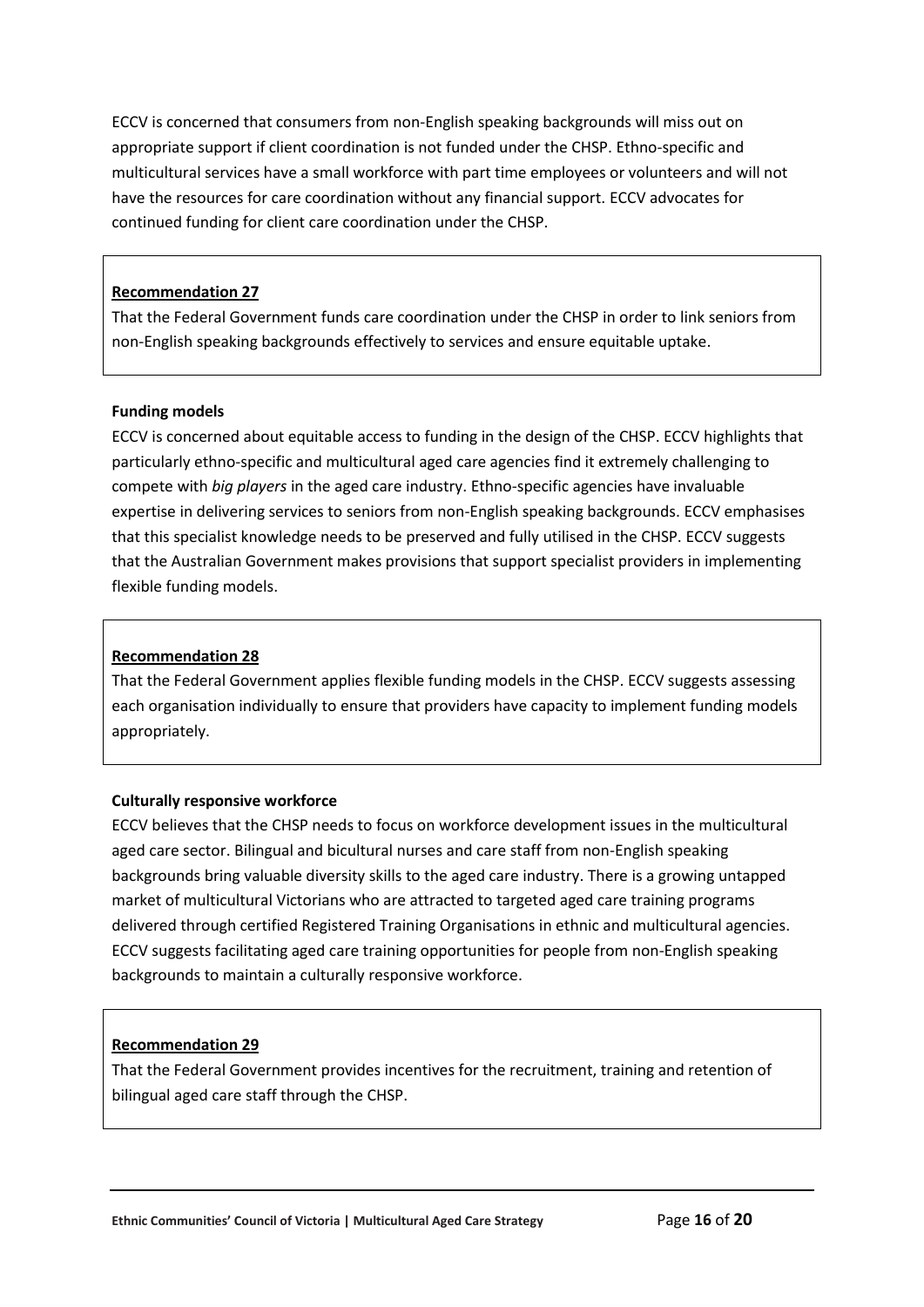ECCV is concerned that consumers from non-English speaking backgrounds will miss out on appropriate support if client coordination is not funded under the CHSP. Ethno-specific and multicultural services have a small workforce with part time employees or volunteers and will not have the resources for care coordination without any financial support. ECCV advocates for continued funding for client care coordination under the CHSP.

> **Recommendation 27**
>
> That the Federal Government funds care coordination under the CHSP in order to link seniors from non-English speaking backgrounds effectively to services and ensure equitable uptake.

**Funding models**

ECCV is concerned about equitable access to funding in the design of the CHSP. ECCV highlights that particularly ethno-specific and multicultural aged care agencies find it extremely challenging to compete with *big players* in the aged care industry. Ethno-specific agencies have invaluable expertise in delivering services to seniors from non-English speaking backgrounds. ECCV emphasises that this specialist knowledge needs to be preserved and fully utilised in the CHSP. ECCV suggests that the Australian Government makes provisions that support specialist providers in implementing flexible funding models.

> **Recommendation 28**
>
> That the Federal Government applies flexible funding models in the CHSP. ECCV suggests assessing each organisation individually to ensure that providers have capacity to implement funding models appropriately.

**Culturally responsive workforce**

ECCV believes that the CHSP needs to focus on workforce development issues in the multicultural aged care sector. Bilingual and bicultural nurses and care staff from non-English speaking backgrounds bring valuable diversity skills to the aged care industry. There is a growing untapped market of multicultural Victorians who are attracted to targeted aged care training programs delivered through certified Registered Training Organisations in ethnic and multicultural agencies. ECCV suggests facilitating aged care training opportunities for people from non-English speaking backgrounds to maintain a culturally responsive workforce.

> **Recommendation 29**
>
> That the Federal Government provides incentives for the recruitment, training and retention of bilingual aged care staff through the CHSP.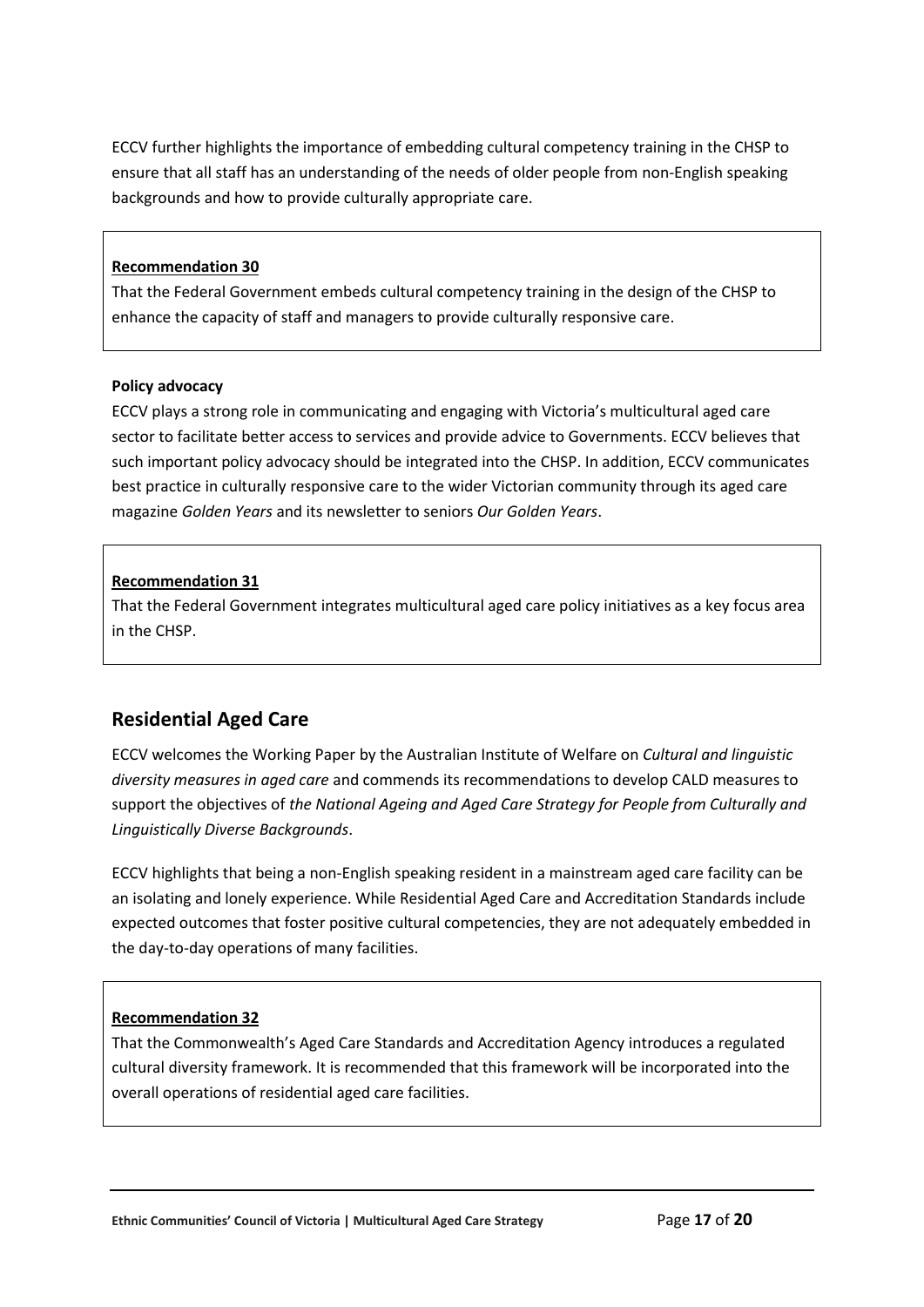ECCV further highlights the importance of embedding cultural competency training in the CHSP to ensure that all staff has an understanding of the needs of older people from non-English speaking backgrounds and how to provide culturally appropriate care.

> **Recommendation 30**
>
> That the Federal Government embeds cultural competency training in the design of the CHSP to enhance the capacity of staff and managers to provide culturally responsive care.

**Policy advocacy**

ECCV plays a strong role in communicating and engaging with Victoria's multicultural aged care sector to facilitate better access to services and provide advice to Governments. ECCV believes that such important policy advocacy should be integrated into the CHSP. In addition, ECCV communicates best practice in culturally responsive care to the wider Victorian community through its aged care magazine *Golden Years* and its newsletter to seniors *Our Golden Years*.

> **Recommendation 31**
>
> That the Federal Government integrates multicultural aged care policy initiatives as a key focus area in the CHSP.

## Residential Aged Care

ECCV welcomes the Working Paper by the Australian Institute of Welfare on *Cultural and linguistic diversity measures in aged care* and commends its recommendations to develop CALD measures to support the objectives of *the National Ageing and Aged Care Strategy for People from Culturally and Linguistically Diverse Backgrounds*.

ECCV highlights that being a non-English speaking resident in a mainstream aged care facility can be an isolating and lonely experience. While Residential Aged Care and Accreditation Standards include expected outcomes that foster positive cultural competencies, they are not adequately embedded in the day-to-day operations of many facilities.

> **Recommendation 32**
>
> That the Commonwealth's Aged Care Standards and Accreditation Agency introduces a regulated cultural diversity framework. It is recommended that this framework will be incorporated into the overall operations of residential aged care facilities.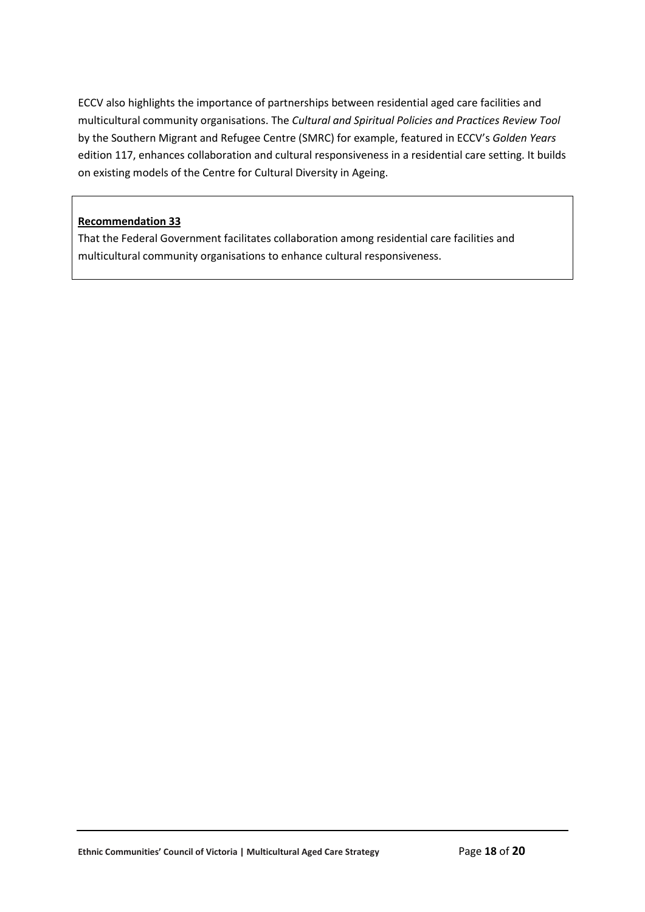ECCV also highlights the importance of partnerships between residential aged care facilities and multicultural community organisations. The *Cultural and Spiritual Policies and Practices Review Tool* by the Southern Migrant and Refugee Centre (SMRC) for example, featured in ECCV's *Golden Years* edition 117, enhances collaboration and cultural responsiveness in a residential care setting. It builds on existing models of the Centre for Cultural Diversity in Ageing.

**Recommendation 33**

That the Federal Government facilitates collaboration among residential care facilities and multicultural community organisations to enhance cultural responsiveness.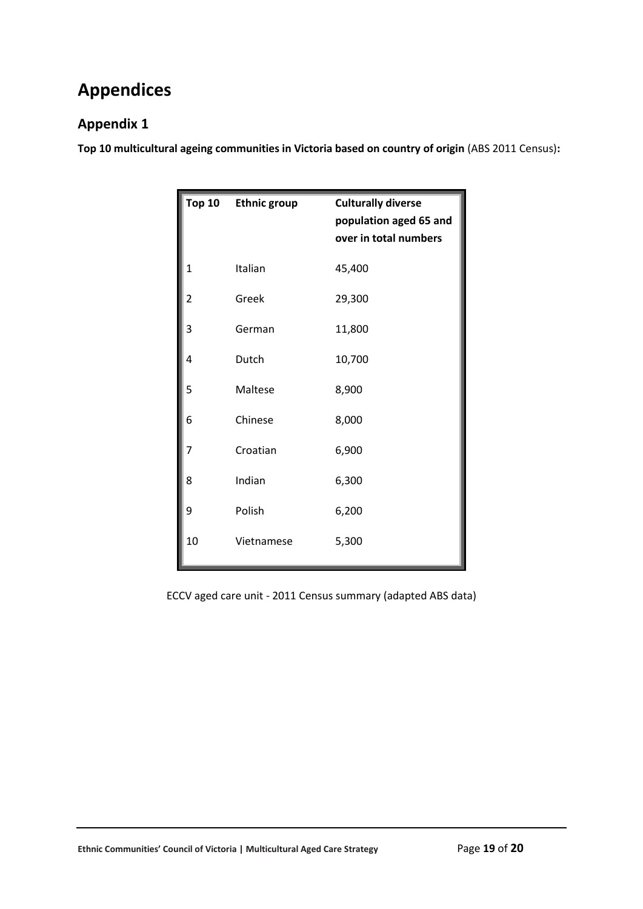# Appendices

## Appendix 1

**Top 10 multicultural ageing communities in Victoria based on country of origin** (ABS 2011 Census)**:**

| Top 10 | Ethnic group | Culturally diverse population aged 65 and over in total numbers |
|---|---|---|
| 1 | Italian | 45,400 |
| 2 | Greek | 29,300 |
| 3 | German | 11,800 |
| 4 | Dutch | 10,700 |
| 5 | Maltese | 8,900 |
| 6 | Chinese | 8,000 |
| 7 | Croatian | 6,900 |
| 8 | Indian | 6,300 |
| 9 | Polish | 6,200 |
| 10 | Vietnamese | 5,300 |

ECCV aged care unit - 2011 Census summary (adapted ABS data)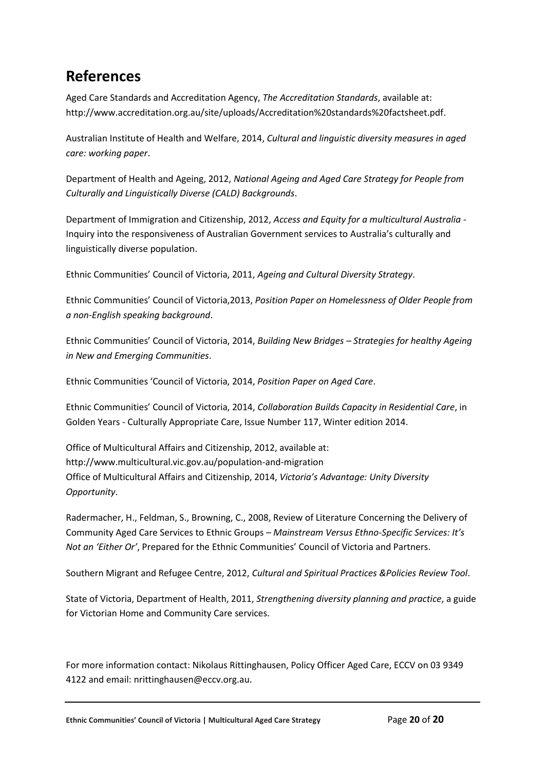## References

Aged Care Standards and Accreditation Agency, *The Accreditation Standards*, available at: http://www.accreditation.org.au/site/uploads/Accreditation%20standards%20factsheet.pdf.

Australian Institute of Health and Welfare, 2014, *Cultural and linguistic diversity measures in aged care: working paper*.

Department of Health and Ageing, 2012, *National Ageing and Aged Care Strategy for People from Culturally and Linguistically Diverse (CALD) Backgrounds*.

Department of Immigration and Citizenship, 2012, *Access and Equity for a multicultural Australia* - Inquiry into the responsiveness of Australian Government services to Australia's culturally and linguistically diverse population.

Ethnic Communities' Council of Victoria, 2011, *Ageing and Cultural Diversity Strategy*.

Ethnic Communities' Council of Victoria,2013, *Position Paper on Homelessness of Older People from a non-English speaking background*.

Ethnic Communities' Council of Victoria, 2014, *Building New Bridges – Strategies for healthy Ageing in New and Emerging Communities*.

Ethnic Communities 'Council of Victoria, 2014, *Position Paper on Aged Care*.

Ethnic Communities' Council of Victoria, 2014, *Collaboration Builds Capacity in Residential Care*, in Golden Years - Culturally Appropriate Care, Issue Number 117, Winter edition 2014.

Office of Multicultural Affairs and Citizenship, 2012, available at: http://www.multicultural.vic.gov.au/population-and-migration
Office of Multicultural Affairs and Citizenship, 2014, *Victoria's Advantage: Unity Diversity Opportunity*.

Radermacher, H., Feldman, S., Browning, C., 2008, Review of Literature Concerning the Delivery of Community Aged Care Services to Ethnic Groups – *Mainstream Versus Ethno-Specific Services: It's Not an 'Either Or'*, Prepared for the Ethnic Communities' Council of Victoria and Partners.

Southern Migrant and Refugee Centre, 2012, *Cultural and Spiritual Practices &Policies Review Tool*.

State of Victoria, Department of Health, 2011, *Strengthening diversity planning and practice*, a guide for Victorian Home and Community Care services.

For more information contact: Nikolaus Rittinghausen, Policy Officer Aged Care, ECCV on 03 9349 4122 and email: nrittinghausen@eccv.org.au.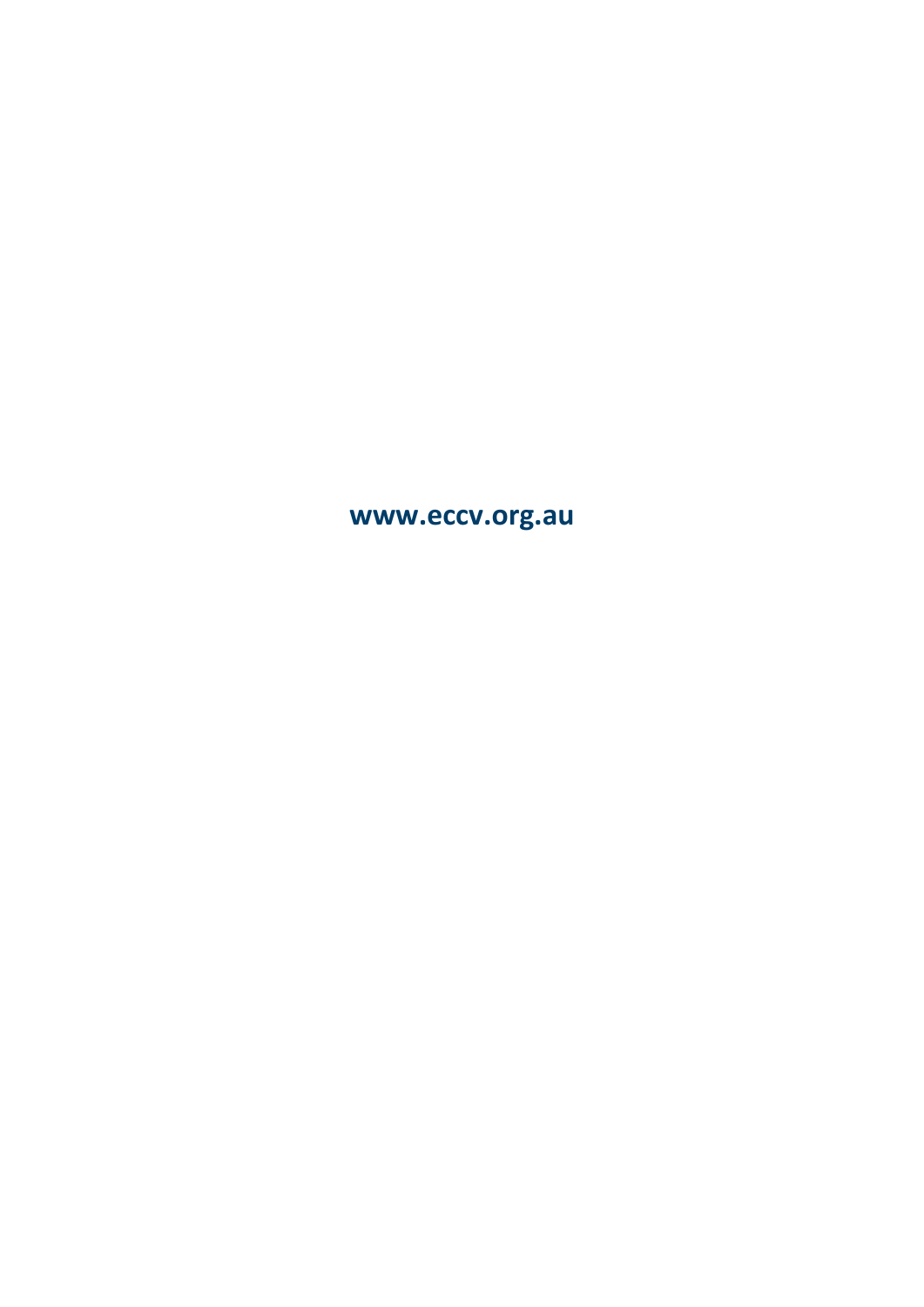**www.eccv.org.au**